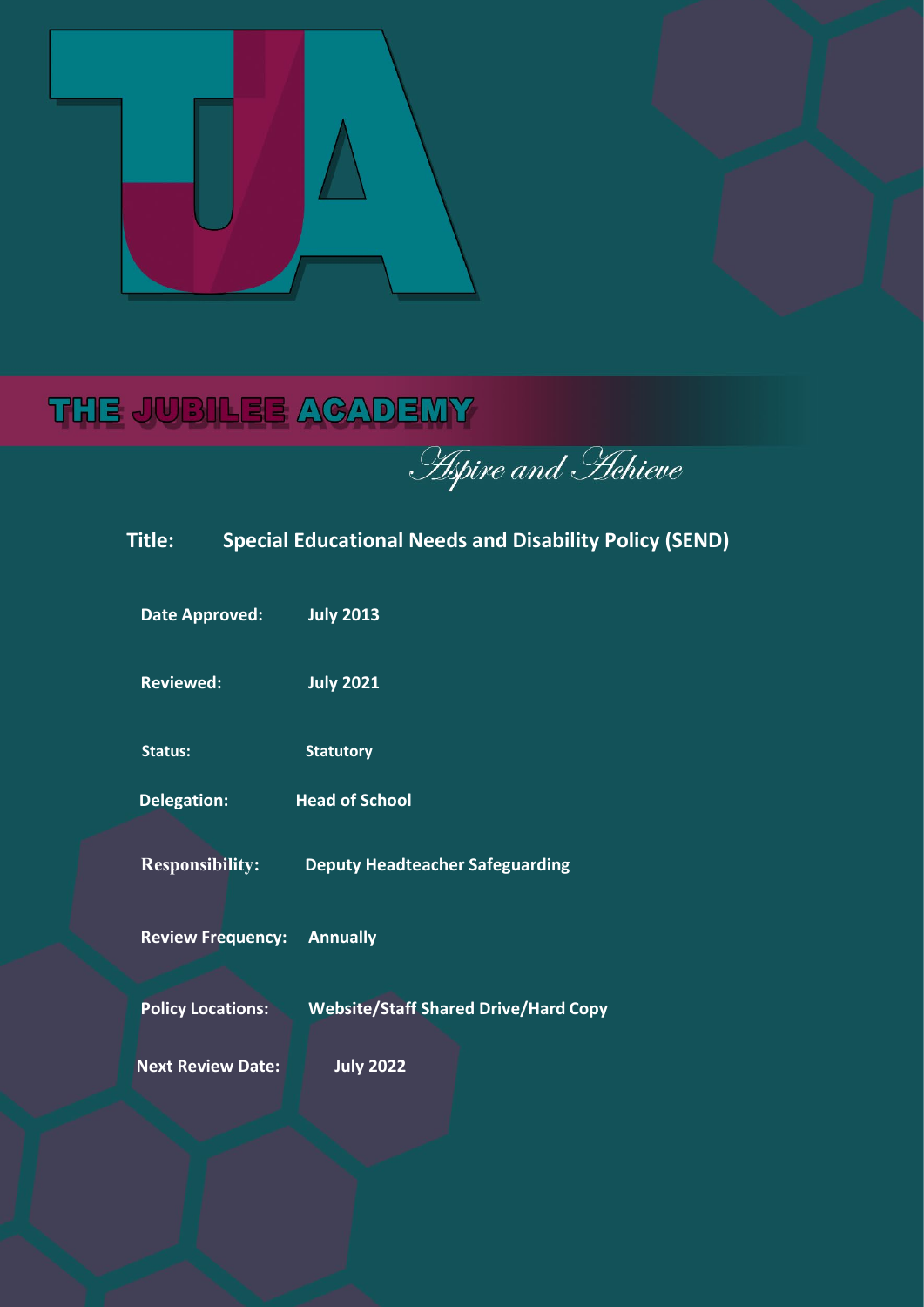# THE JUBILEE ACADEMY

*Aspire and Achieve*

**Title:** **Special Educational Needs and Disability Policy (SEND)**

**Date Approved:** **July 2013**

**Reviewed:** **July 2021**

**Status:** **Statutory**

**Delegation:** **Head of School**

**Responsibility:** **Deputy Headteacher Safeguarding**

**Review Frequency:** **Annually**

**Policy Locations:** **Website/Staff Shared Drive/Hard Copy**

**Next Review Date:** **July 2022**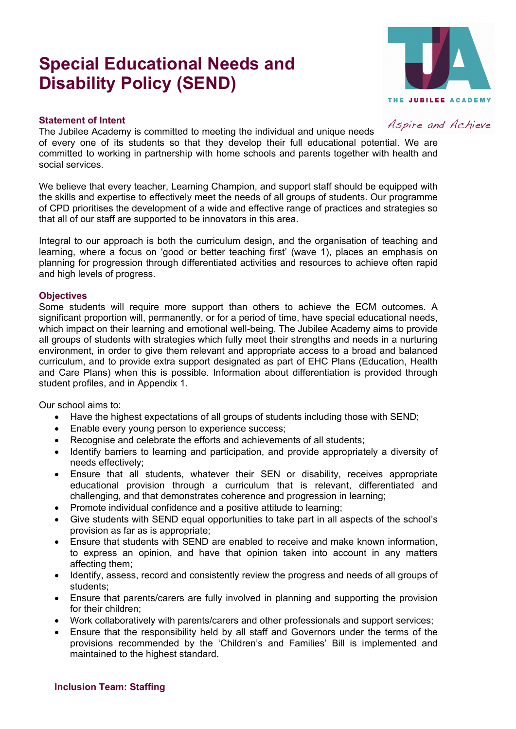# Special Educational Needs and Disability Policy (SEND)

### Statement of Intent

The Jubilee Academy is committed to meeting the individual and unique needs of every one of its students so that they develop their full educational potential. We are committed to working in partnership with home schools and parents together with health and social services.

We believe that every teacher, Learning Champion, and support staff should be equipped with the skills and expertise to effectively meet the needs of all groups of students. Our programme of CPD prioritises the development of a wide and effective range of practices and strategies so that all of our staff are supported to be innovators in this area.

Integral to our approach is both the curriculum design, and the organisation of teaching and learning, where a focus on 'good or better teaching first' (wave 1), places an emphasis on planning for progression through differentiated activities and resources to achieve often rapid and high levels of progress.

### Objectives

Some students will require more support than others to achieve the ECM outcomes. A significant proportion will, permanently, or for a period of time, have special educational needs, which impact on their learning and emotional well-being. The Jubilee Academy aims to provide all groups of students with strategies which fully meet their strengths and needs in a nurturing environment, in order to give them relevant and appropriate access to a broad and balanced curriculum, and to provide extra support designated as part of EHC Plans (Education, Health and Care Plans) when this is possible. Information about differentiation is provided through student profiles, and in Appendix 1.

Our school aims to:

- Have the highest expectations of all groups of students including those with SEND;
- Enable every young person to experience success;
- Recognise and celebrate the efforts and achievements of all students;
- Identify barriers to learning and participation, and provide appropriately a diversity of needs effectively;
- Ensure that all students, whatever their SEN or disability, receives appropriate educational provision through a curriculum that is relevant, differentiated and challenging, and that demonstrates coherence and progression in learning;
- Promote individual confidence and a positive attitude to learning;
- Give students with SEND equal opportunities to take part in all aspects of the school's provision as far as is appropriate;
- Ensure that students with SEND are enabled to receive and make known information, to express an opinion, and have that opinion taken into account in any matters affecting them;
- Identify, assess, record and consistently review the progress and needs of all groups of students;
- Ensure that parents/carers are fully involved in planning and supporting the provision for their children;
- Work collaboratively with parents/carers and other professionals and support services;
- Ensure that the responsibility held by all staff and Governors under the terms of the provisions recommended by the 'Children's and Families' Bill is implemented and maintained to the highest standard.

### Inclusion Team: Staffing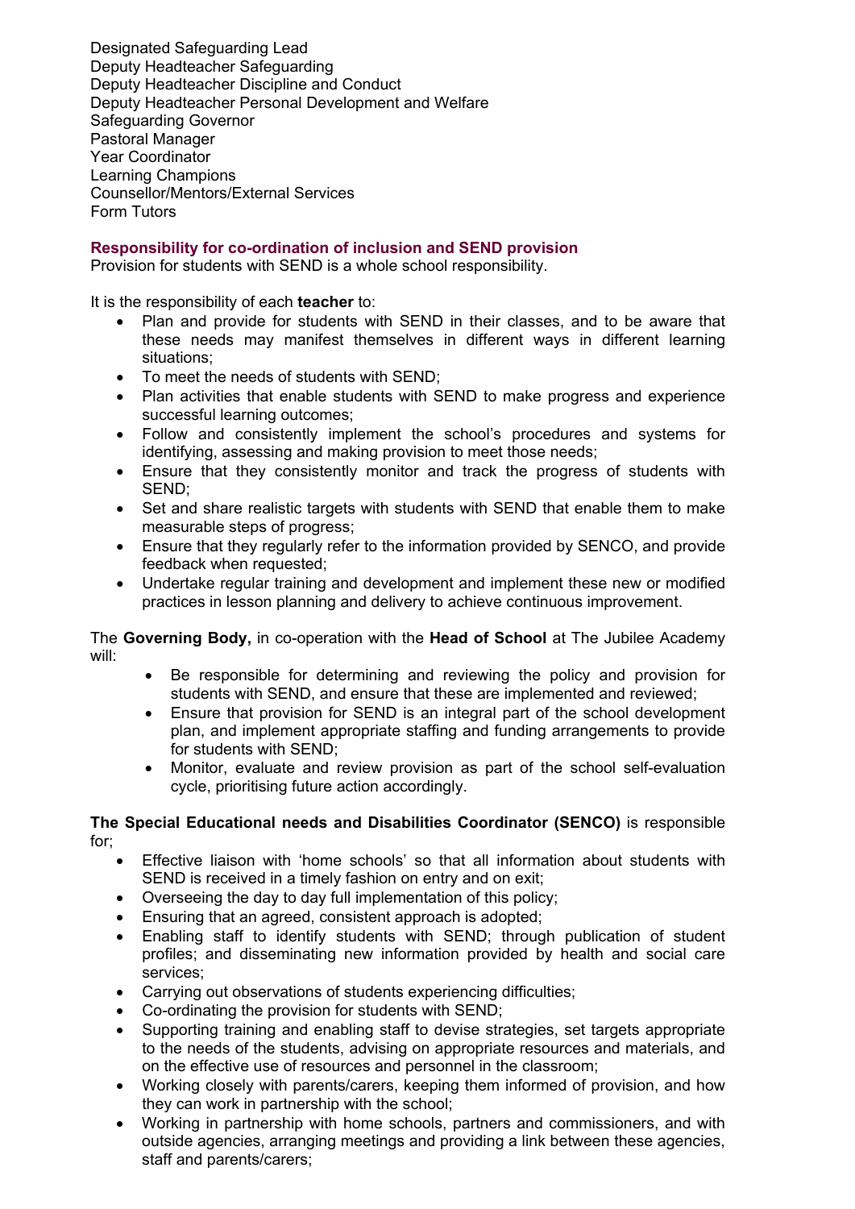Designated Safeguarding Lead
Deputy Headteacher Safeguarding
Deputy Headteacher Discipline and Conduct
Deputy Headteacher Personal Development and Welfare
Safeguarding Governor
Pastoral Manager
Year Coordinator
Learning Champions
Counsellor/Mentors/External Services
Form Tutors

### Responsibility for co-ordination of inclusion and SEND provision

Provision for students with SEND is a whole school responsibility.

It is the responsibility of each **teacher** to:

- Plan and provide for students with SEND in their classes, and to be aware that these needs may manifest themselves in different ways in different learning situations;
- To meet the needs of students with SEND;
- Plan activities that enable students with SEND to make progress and experience successful learning outcomes;
- Follow and consistently implement the school's procedures and systems for identifying, assessing and making provision to meet those needs;
- Ensure that they consistently monitor and track the progress of students with SEND;
- Set and share realistic targets with students with SEND that enable them to make measurable steps of progress;
- Ensure that they regularly refer to the information provided by SENCO, and provide feedback when requested;
- Undertake regular training and development and implement these new or modified practices in lesson planning and delivery to achieve continuous improvement.

The **Governing Body,** in co-operation with the **Head of School** at The Jubilee Academy will:

- Be responsible for determining and reviewing the policy and provision for students with SEND, and ensure that these are implemented and reviewed;
- Ensure that provision for SEND is an integral part of the school development plan, and implement appropriate staffing and funding arrangements to provide for students with SEND;
- Monitor, evaluate and review provision as part of the school self-evaluation cycle, prioritising future action accordingly.

**The Special Educational needs and Disabilities Coordinator (SENCO)** is responsible for;

- Effective liaison with 'home schools' so that all information about students with SEND is received in a timely fashion on entry and on exit;
- Overseeing the day to day full implementation of this policy;
- Ensuring that an agreed, consistent approach is adopted;
- Enabling staff to identify students with SEND; through publication of student profiles; and disseminating new information provided by health and social care services;
- Carrying out observations of students experiencing difficulties;
- Co-ordinating the provision for students with SEND;
- Supporting training and enabling staff to devise strategies, set targets appropriate to the needs of the students, advising on appropriate resources and materials, and on the effective use of resources and personnel in the classroom;
- Working closely with parents/carers, keeping them informed of provision, and how they can work in partnership with the school;
- Working in partnership with home schools, partners and commissioners, and with outside agencies, arranging meetings and providing a link between these agencies, staff and parents/carers;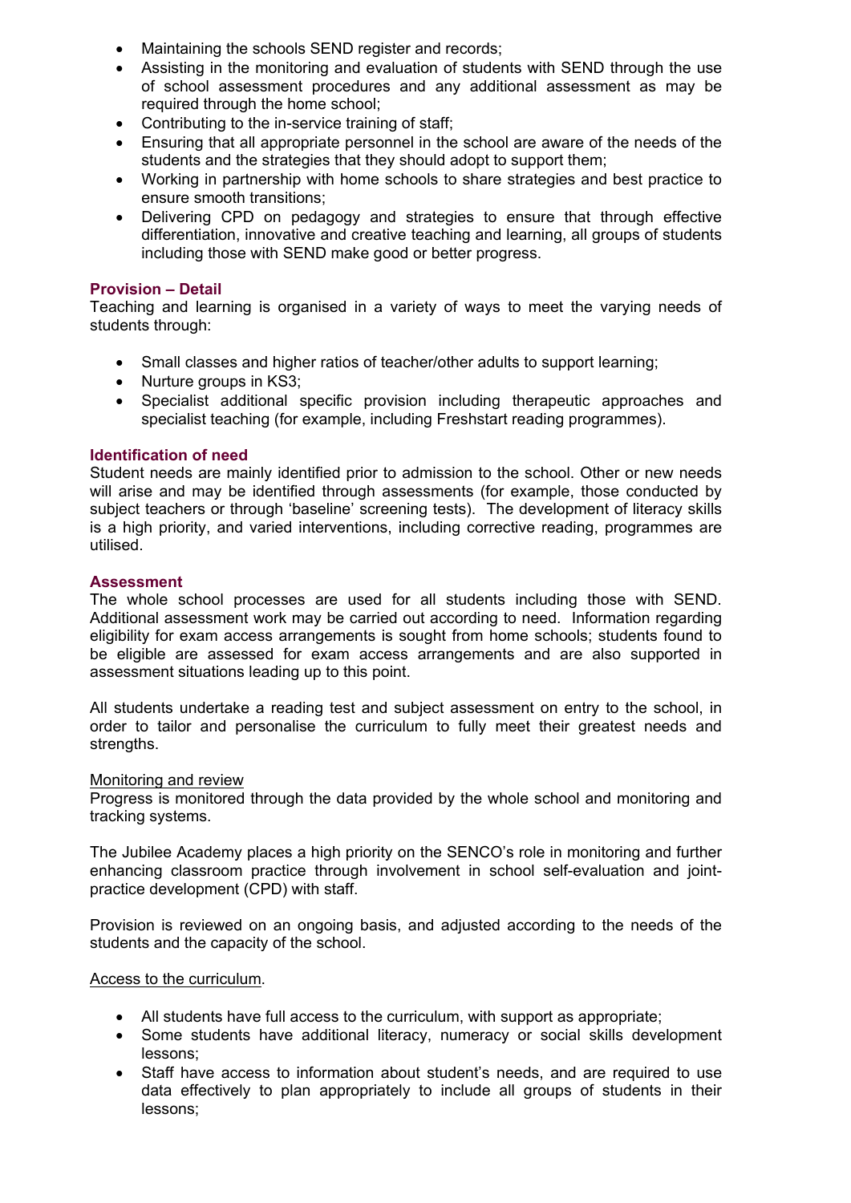- Maintaining the schools SEND register and records;
- Assisting in the monitoring and evaluation of students with SEND through the use of school assessment procedures and any additional assessment as may be required through the home school;
- Contributing to the in-service training of staff;
- Ensuring that all appropriate personnel in the school are aware of the needs of the students and the strategies that they should adopt to support them;
- Working in partnership with home schools to share strategies and best practice to ensure smooth transitions;
- Delivering CPD on pedagogy and strategies to ensure that through effective differentiation, innovative and creative teaching and learning, all groups of students including those with SEND make good or better progress.

### Provision – Detail

Teaching and learning is organised in a variety of ways to meet the varying needs of students through:

- Small classes and higher ratios of teacher/other adults to support learning;
- Nurture groups in KS3;
- Specialist additional specific provision including therapeutic approaches and specialist teaching (for example, including Freshstart reading programmes).

### Identification of need

Student needs are mainly identified prior to admission to the school. Other or new needs will arise and may be identified through assessments (for example, those conducted by subject teachers or through 'baseline' screening tests). The development of literacy skills is a high priority, and varied interventions, including corrective reading, programmes are utilised.

### Assessment

The whole school processes are used for all students including those with SEND. Additional assessment work may be carried out according to need. Information regarding eligibility for exam access arrangements is sought from home schools; students found to be eligible are assessed for exam access arrangements and are also supported in assessment situations leading up to this point.

All students undertake a reading test and subject assessment on entry to the school, in order to tailor and personalise the curriculum to fully meet their greatest needs and strengths.

<u>Monitoring and review</u>

Progress is monitored through the data provided by the whole school and monitoring and tracking systems.

The Jubilee Academy places a high priority on the SENCO's role in monitoring and further enhancing classroom practice through involvement in school self-evaluation and joint-practice development (CPD) with staff.

Provision is reviewed on an ongoing basis, and adjusted according to the needs of the students and the capacity of the school.

<u>Access to the curriculum</u>.

- All students have full access to the curriculum, with support as appropriate;
- Some students have additional literacy, numeracy or social skills development lessons;
- Staff have access to information about student's needs, and are required to use data effectively to plan appropriately to include all groups of students in their lessons;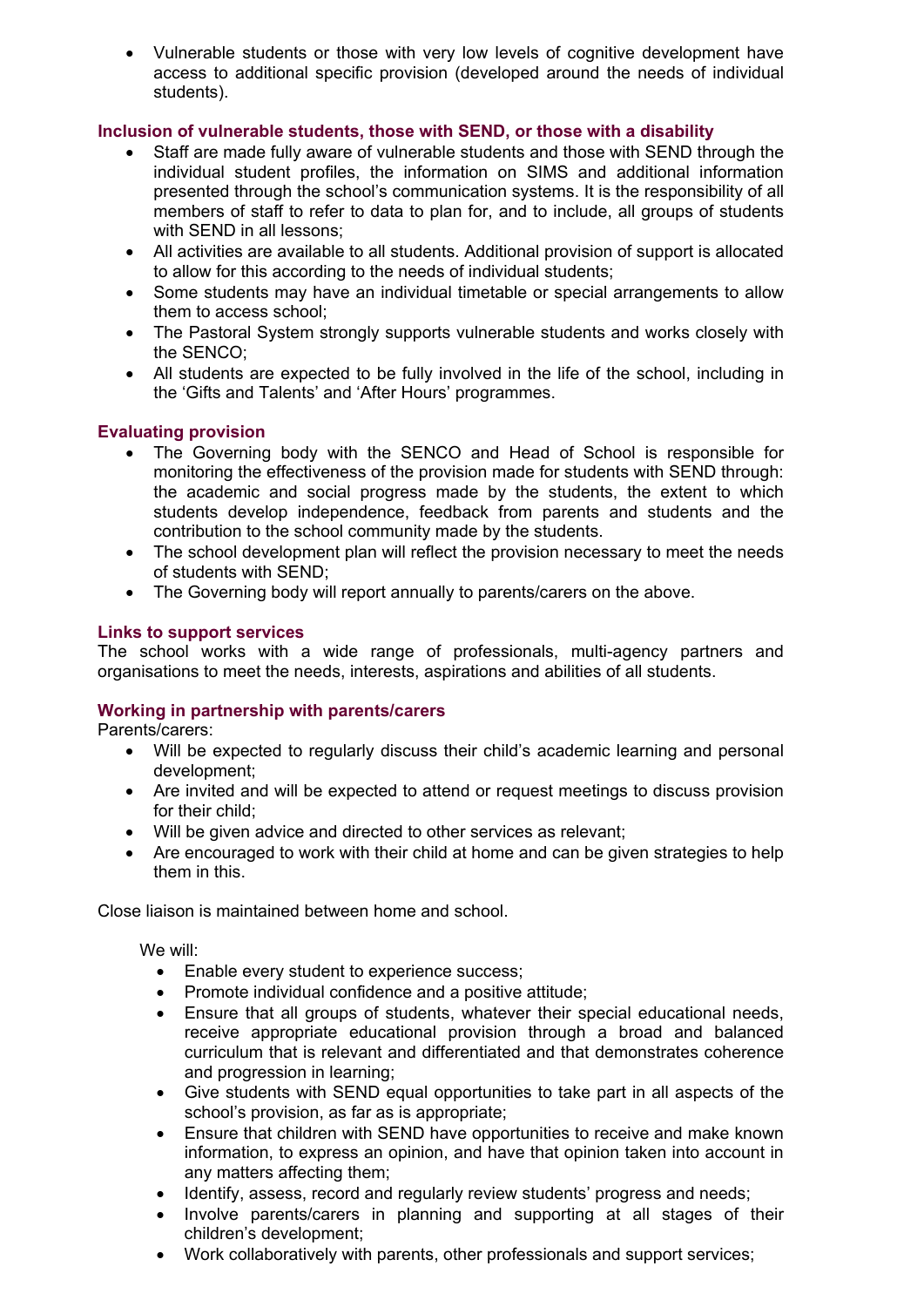- Vulnerable students or those with very low levels of cognitive development have access to additional specific provision (developed around the needs of individual students).

### Inclusion of vulnerable students, those with SEND, or those with a disability

- Staff are made fully aware of vulnerable students and those with SEND through the individual student profiles, the information on SIMS and additional information presented through the school's communication systems. It is the responsibility of all members of staff to refer to data to plan for, and to include, all groups of students with SEND in all lessons;
- All activities are available to all students. Additional provision of support is allocated to allow for this according to the needs of individual students;
- Some students may have an individual timetable or special arrangements to allow them to access school;
- The Pastoral System strongly supports vulnerable students and works closely with the SENCO;
- All students are expected to be fully involved in the life of the school, including in the 'Gifts and Talents' and 'After Hours' programmes.

### Evaluating provision

- The Governing body with the SENCO and Head of School is responsible for monitoring the effectiveness of the provision made for students with SEND through: the academic and social progress made by the students, the extent to which students develop independence, feedback from parents and students and the contribution to the school community made by the students.
- The school development plan will reflect the provision necessary to meet the needs of students with SEND;
- The Governing body will report annually to parents/carers on the above.

### Links to support services

The school works with a wide range of professionals, multi-agency partners and organisations to meet the needs, interests, aspirations and abilities of all students.

### Working in partnership with parents/carers

Parents/carers:

- Will be expected to regularly discuss their child's academic learning and personal development;
- Are invited and will be expected to attend or request meetings to discuss provision for their child;
- Will be given advice and directed to other services as relevant;
- Are encouraged to work with their child at home and can be given strategies to help them in this.

Close liaison is maintained between home and school.

We will:

- Enable every student to experience success;
- Promote individual confidence and a positive attitude;
- Ensure that all groups of students, whatever their special educational needs, receive appropriate educational provision through a broad and balanced curriculum that is relevant and differentiated and that demonstrates coherence and progression in learning;
- Give students with SEND equal opportunities to take part in all aspects of the school's provision, as far as is appropriate;
- Ensure that children with SEND have opportunities to receive and make known information, to express an opinion, and have that opinion taken into account in any matters affecting them;
- Identify, assess, record and regularly review students' progress and needs;
- Involve parents/carers in planning and supporting at all stages of their children's development;
- Work collaboratively with parents, other professionals and support services;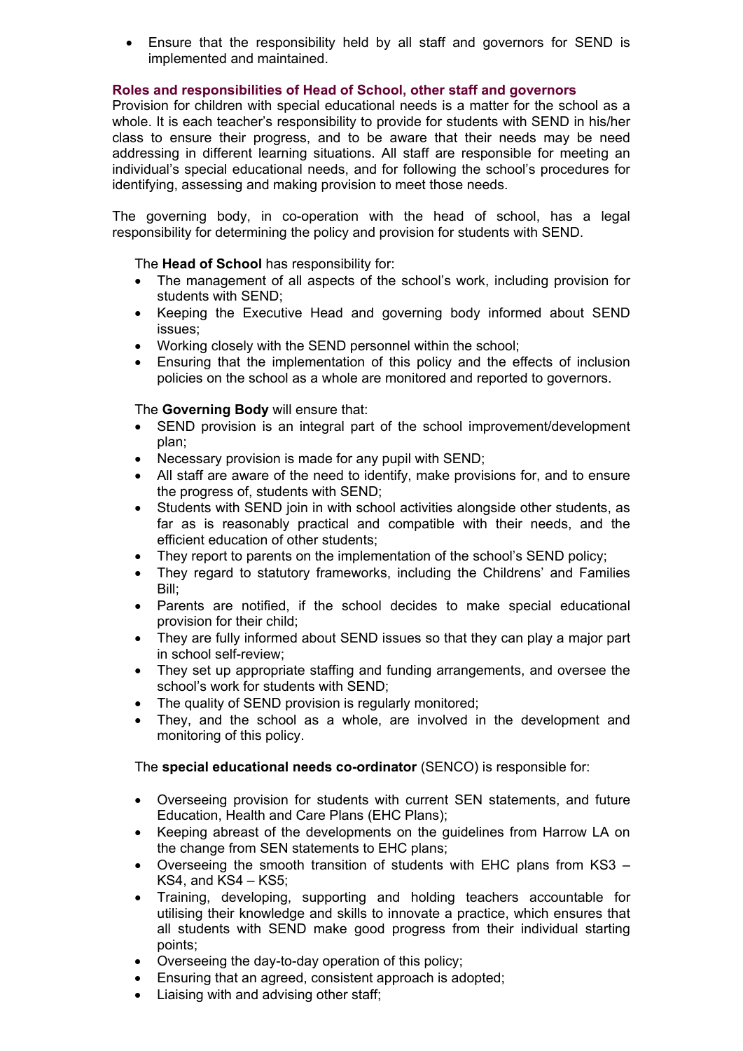- Ensure that the responsibility held by all staff and governors for SEND is implemented and maintained.

## Roles and responsibilities of Head of School, other staff and governors

Provision for children with special educational needs is a matter for the school as a whole. It is each teacher's responsibility to provide for students with SEND in his/her class to ensure their progress, and to be aware that their needs may be need addressing in different learning situations. All staff are responsible for meeting an individual's special educational needs, and for following the school's procedures for identifying, assessing and making provision to meet those needs.

The governing body, in co-operation with the head of school, has a legal responsibility for determining the policy and provision for students with SEND.

The **Head of School** has responsibility for:

- The management of all aspects of the school's work, including provision for students with SEND;
- Keeping the Executive Head and governing body informed about SEND issues;
- Working closely with the SEND personnel within the school;
- Ensuring that the implementation of this policy and the effects of inclusion policies on the school as a whole are monitored and reported to governors.

The **Governing Body** will ensure that:

- SEND provision is an integral part of the school improvement/development plan;
- Necessary provision is made for any pupil with SEND;
- All staff are aware of the need to identify, make provisions for, and to ensure the progress of, students with SEND;
- Students with SEND join in with school activities alongside other students, as far as is reasonably practical and compatible with their needs, and the efficient education of other students;
- They report to parents on the implementation of the school's SEND policy;
- They regard to statutory frameworks, including the Childrens' and Families Bill;
- Parents are notified, if the school decides to make special educational provision for their child;
- They are fully informed about SEND issues so that they can play a major part in school self-review;
- They set up appropriate staffing and funding arrangements, and oversee the school's work for students with SEND;
- The quality of SEND provision is regularly monitored;
- They, and the school as a whole, are involved in the development and monitoring of this policy.

The **special educational needs co-ordinator** (SENCO) is responsible for:

- Overseeing provision for students with current SEN statements, and future Education, Health and Care Plans (EHC Plans);
- Keeping abreast of the developments on the guidelines from Harrow LA on the change from SEN statements to EHC plans;
- Overseeing the smooth transition of students with EHC plans from KS3 – KS4, and KS4 – KS5;
- Training, developing, supporting and holding teachers accountable for utilising their knowledge and skills to innovate a practice, which ensures that all students with SEND make good progress from their individual starting points;
- Overseeing the day-to-day operation of this policy;
- Ensuring that an agreed, consistent approach is adopted;
- Liaising with and advising other staff;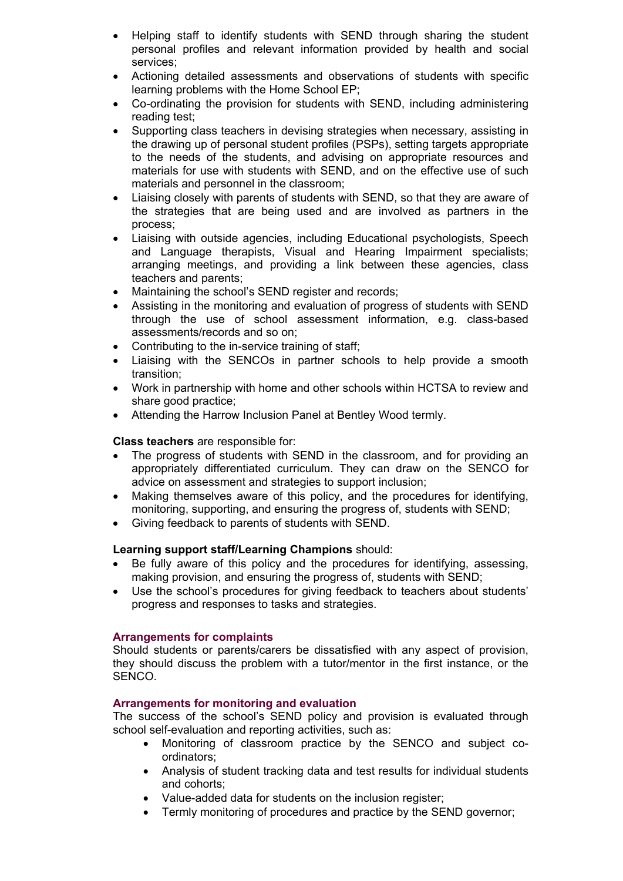- Helping staff to identify students with SEND through sharing the student personal profiles and relevant information provided by health and social services;
- Actioning detailed assessments and observations of students with specific learning problems with the Home School EP;
- Co-ordinating the provision for students with SEND, including administering reading test;
- Supporting class teachers in devising strategies when necessary, assisting in the drawing up of personal student profiles (PSPs), setting targets appropriate to the needs of the students, and advising on appropriate resources and materials for use with students with SEND, and on the effective use of such materials and personnel in the classroom;
- Liaising closely with parents of students with SEND, so that they are aware of the strategies that are being used and are involved as partners in the process;
- Liaising with outside agencies, including Educational psychologists, Speech and Language therapists, Visual and Hearing Impairment specialists; arranging meetings, and providing a link between these agencies, class teachers and parents;
- Maintaining the school's SEND register and records;
- Assisting in the monitoring and evaluation of progress of students with SEND through the use of school assessment information, e.g. class-based assessments/records and so on;
- Contributing to the in-service training of staff;
- Liaising with the SENCOs in partner schools to help provide a smooth transition;
- Work in partnership with home and other schools within HCTSA to review and share good practice;
- Attending the Harrow Inclusion Panel at Bentley Wood termly.

**Class teachers** are responsible for:

- The progress of students with SEND in the classroom, and for providing an appropriately differentiated curriculum. They can draw on the SENCO for advice on assessment and strategies to support inclusion;
- Making themselves aware of this policy, and the procedures for identifying, monitoring, supporting, and ensuring the progress of, students with SEND;
- Giving feedback to parents of students with SEND.

**Learning support staff/Learning Champions** should:

- Be fully aware of this policy and the procedures for identifying, assessing, making provision, and ensuring the progress of, students with SEND;
- Use the school's procedures for giving feedback to teachers about students' progress and responses to tasks and strategies.

### Arrangements for complaints

Should students or parents/carers be dissatisfied with any aspect of provision, they should discuss the problem with a tutor/mentor in the first instance, or the SENCO.

### Arrangements for monitoring and evaluation

The success of the school's SEND policy and provision is evaluated through school self-evaluation and reporting activities, such as:

- Monitoring of classroom practice by the SENCO and subject co-ordinators;
- Analysis of student tracking data and test results for individual students and cohorts;
- Value-added data for students on the inclusion register;
- Termly monitoring of procedures and practice by the SEND governor;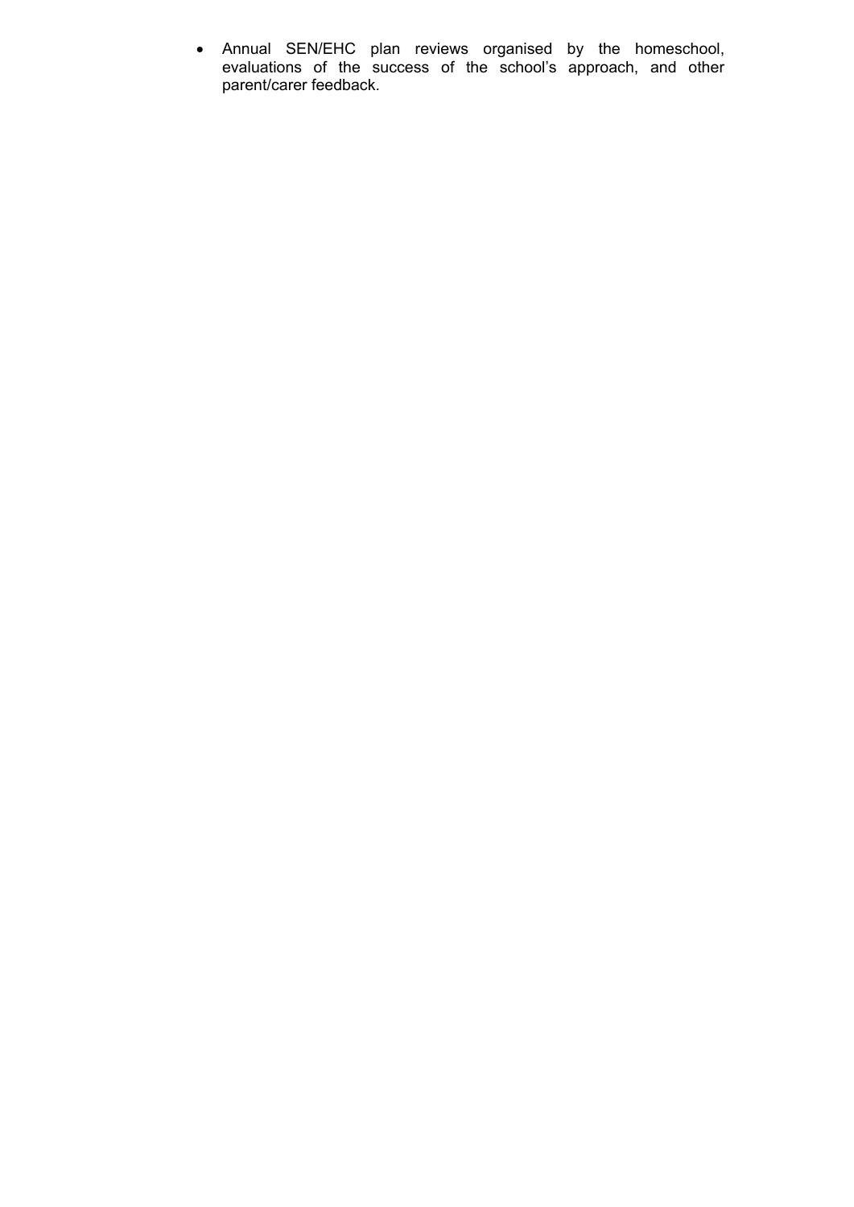- Annual SEN/EHC plan reviews organised by the homeschool, evaluations of the success of the school's approach, and other parent/carer feedback.